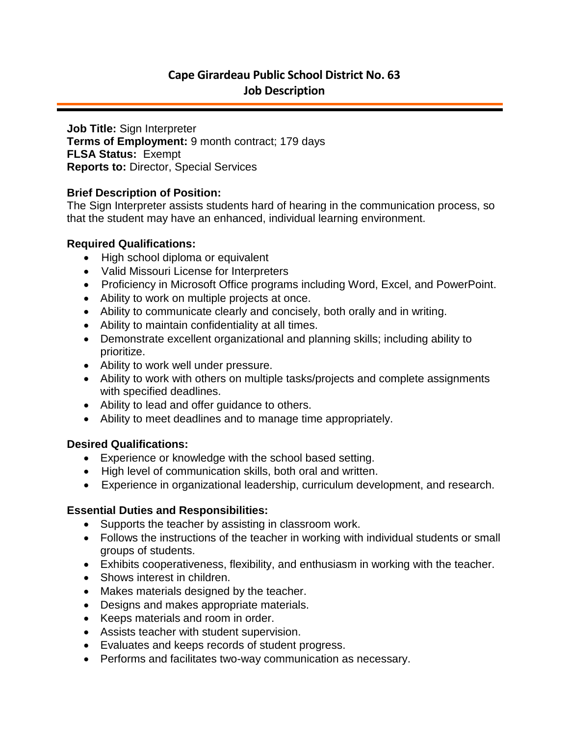# Cape Girardeau Public School District No. 63
## Job Description

**Job Title:** Sign Interpreter
**Terms of Employment:** 9 month contract; 179 days
**FLSA Status:** Exempt
**Reports to:** Director, Special Services

**Brief Description of Position:**
The Sign Interpreter assists students hard of hearing in the communication process, so that the student may have an enhanced, individual learning environment.

**Required Qualifications:**

- High school diploma or equivalent
- Valid Missouri License for Interpreters
- Proficiency in Microsoft Office programs including Word, Excel, and PowerPoint.
- Ability to work on multiple projects at once.
- Ability to communicate clearly and concisely, both orally and in writing.
- Ability to maintain confidentiality at all times.
- Demonstrate excellent organizational and planning skills; including ability to prioritize.
- Ability to work well under pressure.
- Ability to work with others on multiple tasks/projects and complete assignments with specified deadlines.
- Ability to lead and offer guidance to others.
- Ability to meet deadlines and to manage time appropriately.

**Desired Qualifications:**

- Experience or knowledge with the school based setting.
- High level of communication skills, both oral and written.
- Experience in organizational leadership, curriculum development, and research.

**Essential Duties and Responsibilities:**

- Supports the teacher by assisting in classroom work.
- Follows the instructions of the teacher in working with individual students or small groups of students.
- Exhibits cooperativeness, flexibility, and enthusiasm in working with the teacher.
- Shows interest in children.
- Makes materials designed by the teacher.
- Designs and makes appropriate materials.
- Keeps materials and room in order.
- Assists teacher with student supervision.
- Evaluates and keeps records of student progress.
- Performs and facilitates two-way communication as necessary.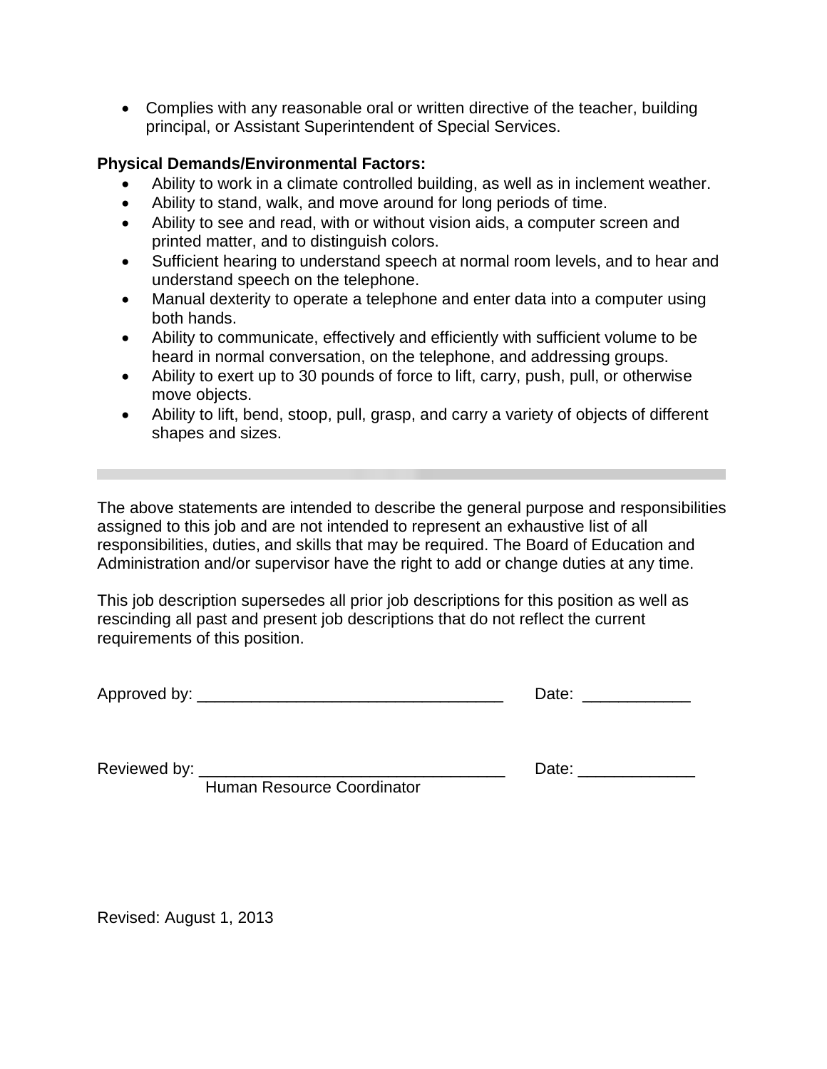- Complies with any reasonable oral or written directive of the teacher, building principal, or Assistant Superintendent of Special Services.

**Physical Demands/Environmental Factors:**

- Ability to work in a climate controlled building, as well as in inclement weather.
- Ability to stand, walk, and move around for long periods of time.
- Ability to see and read, with or without vision aids, a computer screen and printed matter, and to distinguish colors.
- Sufficient hearing to understand speech at normal room levels, and to hear and understand speech on the telephone.
- Manual dexterity to operate a telephone and enter data into a computer using both hands.
- Ability to communicate, effectively and efficiently with sufficient volume to be heard in normal conversation, on the telephone, and addressing groups.
- Ability to exert up to 30 pounds of force to lift, carry, push, pull, or otherwise move objects.
- Ability to lift, bend, stoop, pull, grasp, and carry a variety of objects of different shapes and sizes.

---

The above statements are intended to describe the general purpose and responsibilities assigned to this job and are not intended to represent an exhaustive list of all responsibilities, duties, and skills that may be required. The Board of Education and Administration and/or supervisor have the right to add or change duties at any time.

This job description supersedes all prior job descriptions for this position as well as rescinding all past and present job descriptions that do not reflect the current requirements of this position.

Approved by: __________________________________ Date: ____________

Reviewed by: __________________________________ Date: _____________
Human Resource Coordinator

Revised: August 1, 2013